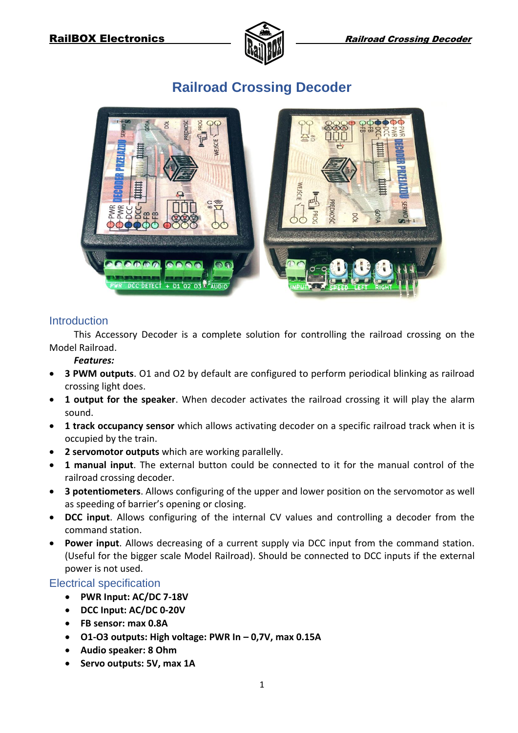# Railroad Crossing Decoder

## Introduction

This Accessory Decoder is a complete solution for controlling the railroad crossing on the Model Railroad.

***Features:***

- **3 PWM outputs**. O1 and O2 by default are configured to perform periodical blinking as railroad crossing light does.
- **1 output for the speaker**. When decoder activates the railroad crossing it will play the alarm sound.
- **1 track occupancy sensor** which allows activating decoder on a specific railroad track when it is occupied by the train.
- **2 servomotor outputs** which are working parallelly.
- **1 manual input**. The external button could be connected to it for the manual control of the railroad crossing decoder.
- **3 potentiometers**. Allows configuring of the upper and lower position on the servomotor as well as speeding of barrier's opening or closing.
- **DCC input**. Allows configuring of the internal CV values and controlling a decoder from the command station.
- **Power input**. Allows decreasing of a current supply via DCC input from the command station. (Useful for the bigger scale Model Railroad). Should be connected to DCC inputs if the external power is not used.

## Electrical specification

- **PWR Input: AC/DC 7-18V**
- **DCC Input: AC/DC 0-20V**
- **FB sensor: max 0.8A**
- **O1-O3 outputs: High voltage: PWR In – 0,7V, max 0.15A**
- **Audio speaker: 8 Ohm**
- **Servo outputs: 5V, max 1A**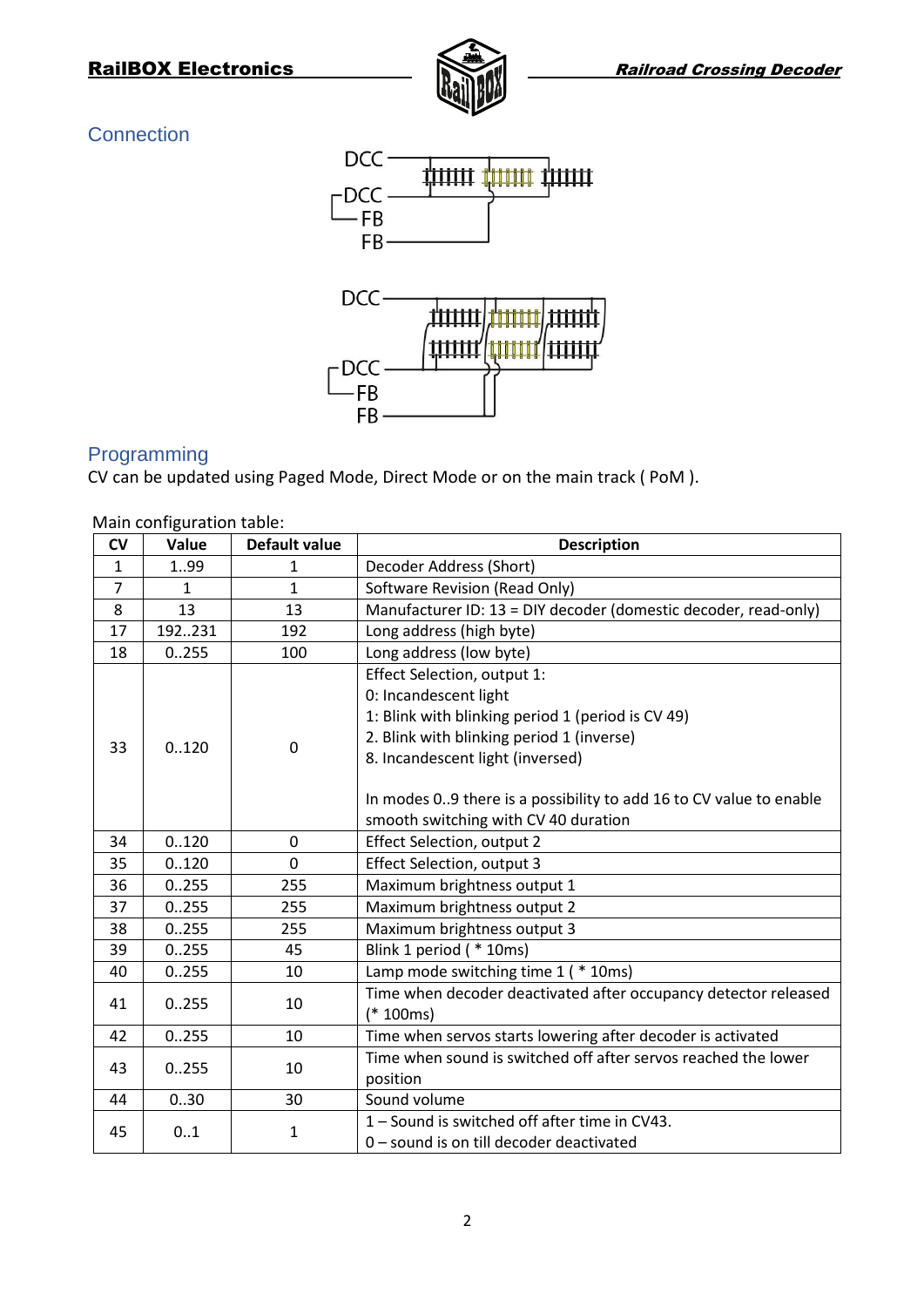## Connection

DCC

DCC
FB
FB

DCC

DCC
FB
FB

## Programming

CV can be updated using Paged Mode, Direct Mode or on the main track ( PoM ).

Main configuration table:

| CV | Value | Default value | Description |
|---|---|---|---|
| 1 | 1..99 | 1 | Decoder Address (Short) |
| 7 | 1 | 1 | Software Revision (Read Only) |
| 8 | 13 | 13 | Manufacturer ID: 13 = DIY decoder (domestic decoder, read-only) |
| 17 | 192..231 | 192 | Long address (high byte) |
| 18 | 0..255 | 100 | Long address (low byte) |
| 33 | 0..120 | 0 | Effect Selection, output 1:<br>0: Incandescent light<br>1: Blink with blinking period 1 (period is CV 49)<br>2. Blink with blinking period 1 (inverse)<br>8. Incandescent light (inversed)<br><br>In modes 0..9 there is a possibility to add 16 to CV value to enable smooth switching with CV 40 duration |
| 34 | 0..120 | 0 | Effect Selection, output 2 |
| 35 | 0..120 | 0 | Effect Selection, output 3 |
| 36 | 0..255 | 255 | Maximum brightness output 1 |
| 37 | 0..255 | 255 | Maximum brightness output 2 |
| 38 | 0..255 | 255 | Maximum brightness output 3 |
| 39 | 0..255 | 45 | Blink 1 period ( * 10ms) |
| 40 | 0..255 | 10 | Lamp mode switching time 1 ( * 10ms) |
| 41 | 0..255 | 10 | Time when decoder deactivated after occupancy detector released (* 100ms) |
| 42 | 0..255 | 10 | Time when servos starts lowering after decoder is activated |
| 43 | 0..255 | 10 | Time when sound is switched off after servos reached the lower position |
| 44 | 0..30 | 30 | Sound volume |
| 45 | 0..1 | 1 | 1 – Sound is switched off after time in CV43.<br>0 – sound is on till decoder deactivated |